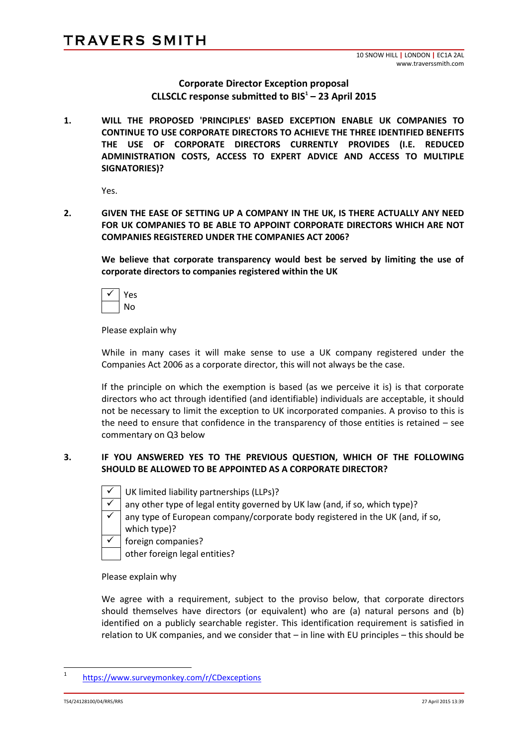TRAVERS SMITH

10 SNOW HILL | LONDON | EC1A 2AL
www.traverssmith.com

## Corporate Director Exception proposal
## CLLSCLC response submitted to BIS[1] – 23 April 2015

**1. WILL THE PROPOSED 'PRINCIPLES' BASED EXCEPTION ENABLE UK COMPANIES TO CONTINUE TO USE CORPORATE DIRECTORS TO ACHIEVE THE THREE IDENTIFIED BENEFITS THE USE OF CORPORATE DIRECTORS CURRENTLY PROVIDES (I.E. REDUCED ADMINISTRATION COSTS, ACCESS TO EXPERT ADVICE AND ACCESS TO MULTIPLE SIGNATORIES)?**

Yes.

**2. GIVEN THE EASE OF SETTING UP A COMPANY IN THE UK, IS THERE ACTUALLY ANY NEED FOR UK COMPANIES TO BE ABLE TO APPOINT CORPORATE DIRECTORS WHICH ARE NOT COMPANIES REGISTERED UNDER THE COMPANIES ACT 2006?**

**We believe that corporate transparency would best be served by limiting the use of corporate directors to companies registered within the UK**

- [x] Yes
- [ ] No

Please explain why

While in many cases it will make sense to use a UK company registered under the Companies Act 2006 as a corporate director, this will not always be the case.

If the principle on which the exemption is based (as we perceive it is) is that corporate directors who act through identified (and identifiable) individuals are acceptable, it should not be necessary to limit the exception to UK incorporated companies. A proviso to this is the need to ensure that confidence in the transparency of those entities is retained – see commentary on Q3 below

**3. IF YOU ANSWERED YES TO THE PREVIOUS QUESTION, WHICH OF THE FOLLOWING SHOULD BE ALLOWED TO BE APPOINTED AS A CORPORATE DIRECTOR?**

- [x] UK limited liability partnerships (LLPs)?
- [x] any other type of legal entity governed by UK law (and, if so, which type)?
- [x] any type of European company/corporate body registered in the UK (and, if so, which type)?
- [x] foreign companies?
- [ ] other foreign legal entities?

Please explain why

We agree with a requirement, subject to the proviso below, that corporate directors should themselves have directors (or equivalent) who are (a) natural persons and (b) identified on a publicly searchable register. This identification requirement is satisfied in relation to UK companies, and we consider that – in line with EU principles – this should be

[1] https://www.surveymonkey.com/r/CDexceptions

TS4/24128100/04/RRS/RRS

27 April 2015 13:39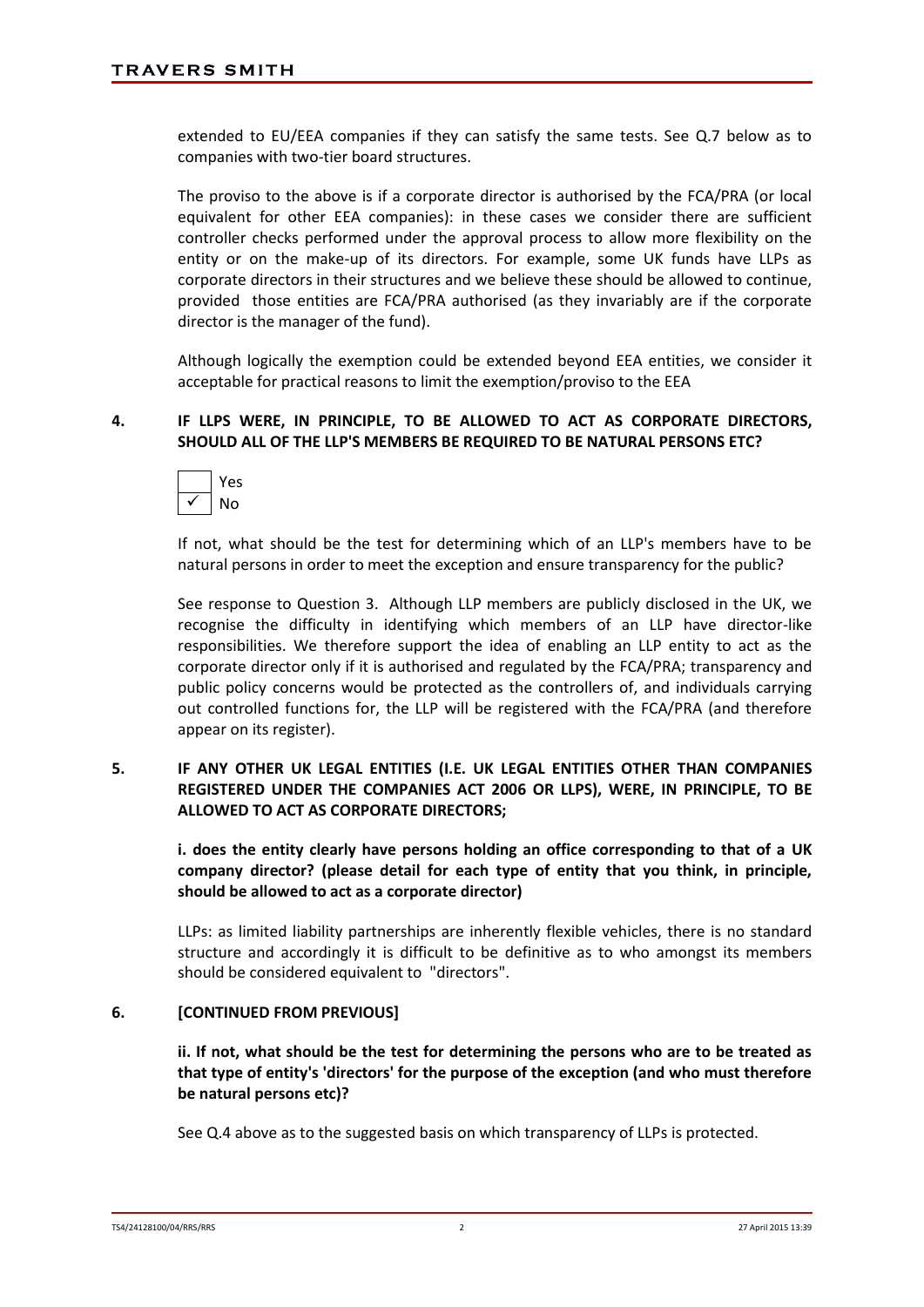extended to EU/EEA companies if they can satisfy the same tests. See Q.7 below as to companies with two-tier board structures.

The proviso to the above is if a corporate director is authorised by the FCA/PRA (or local equivalent for other EEA companies): in these cases we consider there are sufficient controller checks performed under the approval process to allow more flexibility on the entity or on the make-up of its directors. For example, some UK funds have LLPs as corporate directors in their structures and we believe these should be allowed to continue, provided those entities are FCA/PRA authorised (as they invariably are if the corporate director is the manager of the fund).

Although logically the exemption could be extended beyond EEA entities, we consider it acceptable for practical reasons to limit the exemption/proviso to the EEA

**4. IF LLPS WERE, IN PRINCIPLE, TO BE ALLOWED TO ACT AS CORPORATE DIRECTORS, SHOULD ALL OF THE LLP'S MEMBERS BE REQUIRED TO BE NATURAL PERSONS ETC?**

| | |
|---|---|
| | Yes |
| ✓ | No |

If not, what should be the test for determining which of an LLP's members have to be natural persons in order to meet the exception and ensure transparency for the public?

See response to Question 3. Although LLP members are publicly disclosed in the UK, we recognise the difficulty in identifying which members of an LLP have director-like responsibilities. We therefore support the idea of enabling an LLP entity to act as the corporate director only if it is authorised and regulated by the FCA/PRA; transparency and public policy concerns would be protected as the controllers of, and individuals carrying out controlled functions for, the LLP will be registered with the FCA/PRA (and therefore appear on its register).

**5. IF ANY OTHER UK LEGAL ENTITIES (I.E. UK LEGAL ENTITIES OTHER THAN COMPANIES REGISTERED UNDER THE COMPANIES ACT 2006 OR LLPS), WERE, IN PRINCIPLE, TO BE ALLOWED TO ACT AS CORPORATE DIRECTORS;**

**i. does the entity clearly have persons holding an office corresponding to that of a UK company director? (please detail for each type of entity that you think, in principle, should be allowed to act as a corporate director)**

LLPs: as limited liability partnerships are inherently flexible vehicles, there is no standard structure and accordingly it is difficult to be definitive as to who amongst its members should be considered equivalent to "directors".

**6. [CONTINUED FROM PREVIOUS]**

**ii. If not, what should be the test for determining the persons who are to be treated as that type of entity's 'directors' for the purpose of the exception (and who must therefore be natural persons etc)?**

See Q.4 above as to the suggested basis on which transparency of LLPs is protected.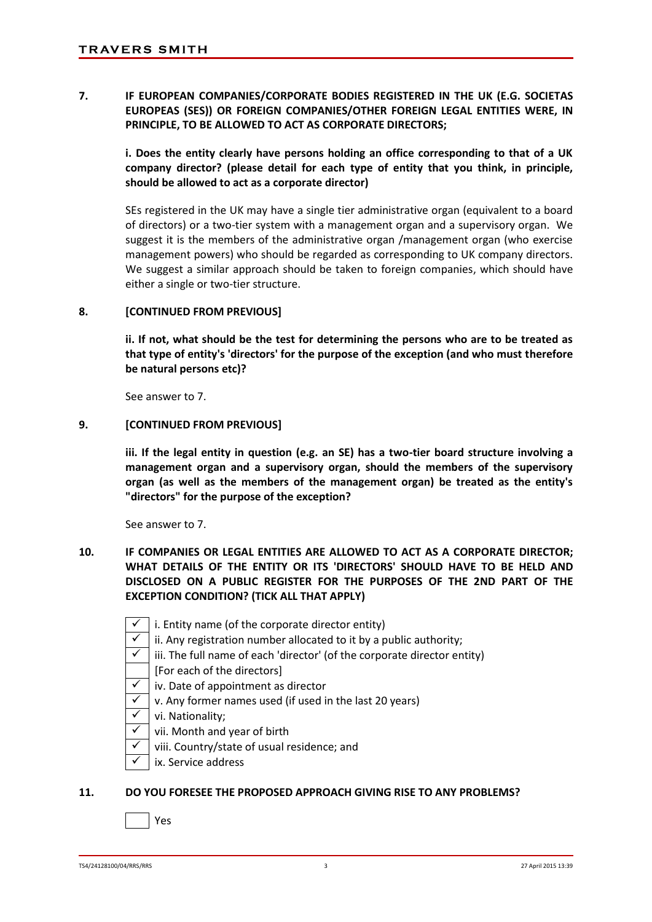**7. IF EUROPEAN COMPANIES/CORPORATE BODIES REGISTERED IN THE UK (E.G. SOCIETAS EUROPEAS (SES)) OR FOREIGN COMPANIES/OTHER FOREIGN LEGAL ENTITIES WERE, IN PRINCIPLE, TO BE ALLOWED TO ACT AS CORPORATE DIRECTORS;**

**i. Does the entity clearly have persons holding an office corresponding to that of a UK company director? (please detail for each type of entity that you think, in principle, should be allowed to act as a corporate director)**

SEs registered in the UK may have a single tier administrative organ (equivalent to a board of directors) or a two-tier system with a management organ and a supervisory organ. We suggest it is the members of the administrative organ /management organ (who exercise management powers) who should be regarded as corresponding to UK company directors. We suggest a similar approach should be taken to foreign companies, which should have either a single or two-tier structure.

**8. [CONTINUED FROM PREVIOUS]**

**ii. If not, what should be the test for determining the persons who are to be treated as that type of entity's 'directors' for the purpose of the exception (and who must therefore be natural persons etc)?**

See answer to 7.

**9. [CONTINUED FROM PREVIOUS]**

**iii. If the legal entity in question (e.g. an SE) has a two-tier board structure involving a management organ and a supervisory organ, should the members of the supervisory organ (as well as the members of the management organ) be treated as the entity's "directors" for the purpose of the exception?**

See answer to 7.

**10. IF COMPANIES OR LEGAL ENTITIES ARE ALLOWED TO ACT AS A CORPORATE DIRECTOR; WHAT DETAILS OF THE ENTITY OR ITS 'DIRECTORS' SHOULD HAVE TO BE HELD AND DISCLOSED ON A PUBLIC REGISTER FOR THE PURPOSES OF THE 2ND PART OF THE EXCEPTION CONDITION? (TICK ALL THAT APPLY)**

- ✓ i. Entity name (of the corporate director entity)
- ✓ ii. Any registration number allocated to it by a public authority;
- ✓ iii. The full name of each 'director' (of the corporate director entity)
- [For each of the directors]
- ✓ iv. Date of appointment as director
- ✓ v. Any former names used (if used in the last 20 years)
- ✓ vi. Nationality;
- ✓ vii. Month and year of birth
- ✓ viii. Country/state of usual residence; and
- ✓ ix. Service address

**11. DO YOU FORESEE THE PROPOSED APPROACH GIVING RISE TO ANY PROBLEMS?**

- ☐ Yes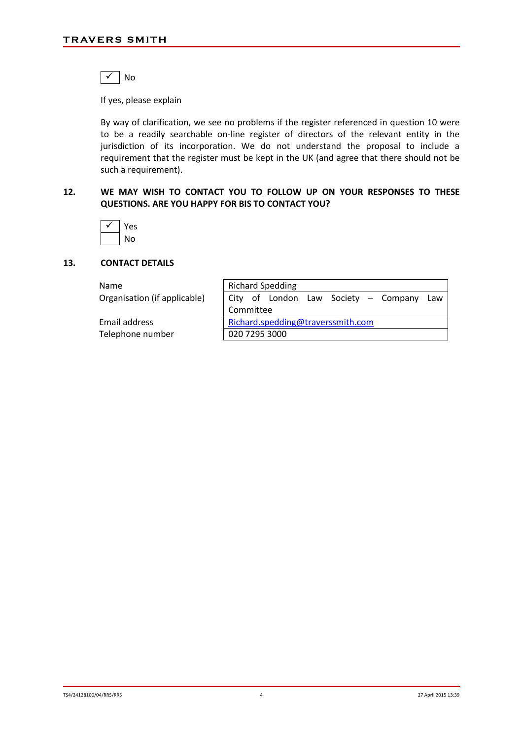☑ No

If yes, please explain

By way of clarification, we see no problems if the register referenced in question 10 were to be a readily searchable on-line register of directors of the relevant entity in the jurisdiction of its incorporation. We do not understand the proposal to include a requirement that the register must be kept in the UK (and agree that there should not be such a requirement).

**12. WE MAY WISH TO CONTACT YOU TO FOLLOW UP ON YOUR RESPONSES TO THESE QUESTIONS. ARE YOU HAPPY FOR BIS TO CONTACT YOU?**

☑ Yes
☐ No

**13. CONTACT DETAILS**

| | |
|---|---|
| Name | Richard Spedding |
| Organisation (if applicable) | City of London Law Society – Company Law Committee |
| Email address | Richard.spedding@traverssmith.com |
| Telephone number | 020 7295 3000 |